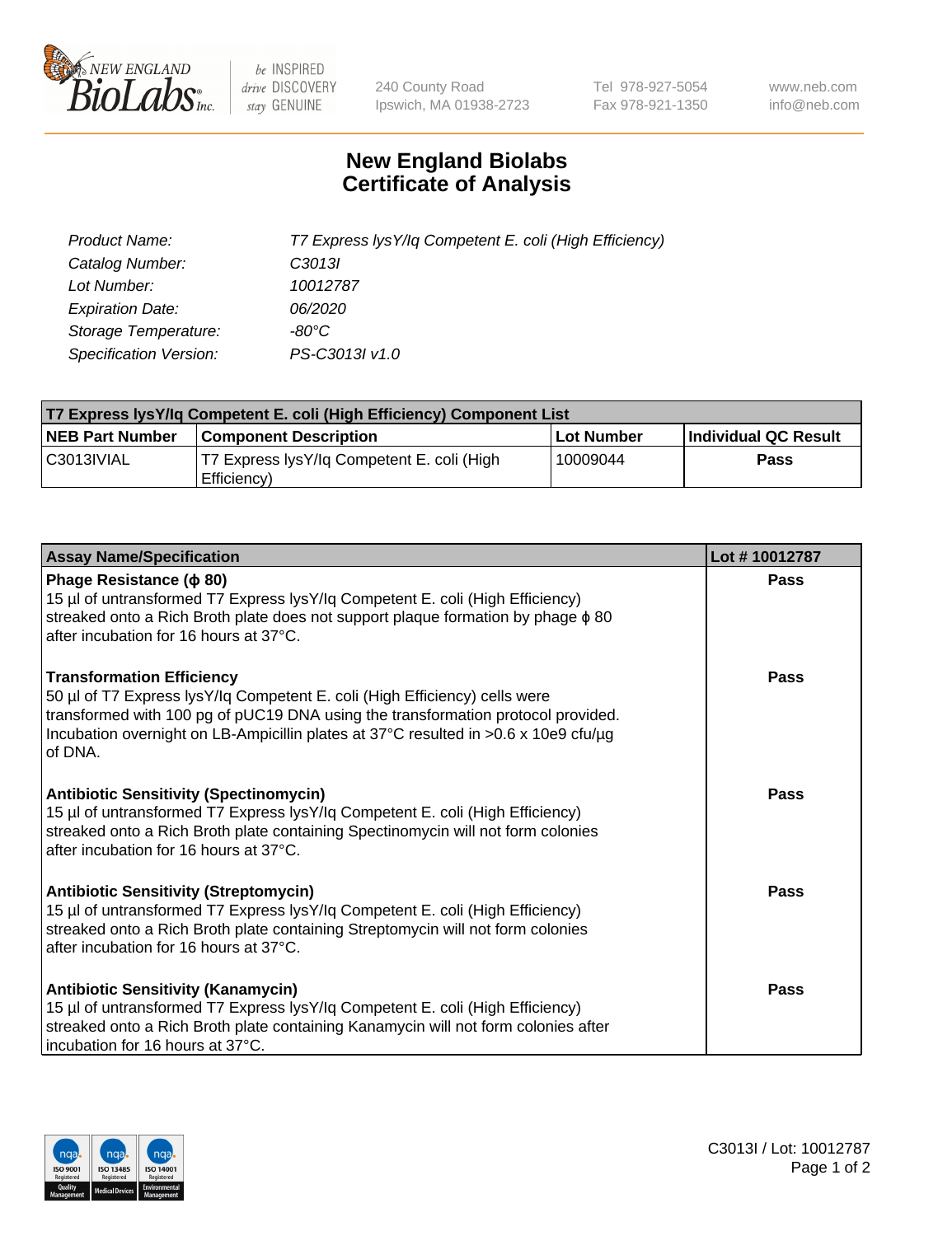New England BioLabs Inc. — be INSPIRED drive DISCOVERY stay GENUINE

240 County Road
Ipswich, MA 01938-2723

Tel 978-927-5054
Fax 978-921-1350

www.neb.com
info@neb.com

# New England Biolabs
# Certificate of Analysis

| | |
|---|---|
| *Product Name:* | *T7 Express lysY/Iq Competent E. coli (High Efficiency)* |
| *Catalog Number:* | *C3013I* |
| *Lot Number:* | *10012787* |
| *Expiration Date:* | *06/2020* |
| *Storage Temperature:* | *-80°C* |
| *Specification Version:* | *PS-C3013I v1.0* |

| T7 Express lysY/Iq Competent E. coli (High Efficiency) Component List | | | |
|---|---|---|---|
| **NEB Part Number** | **Component Description** | **Lot Number** | **Individual QC Result** |
| C3013IVIAL | T7 Express lysY/Iq Competent E. coli (High Efficiency) | 10009044 | **Pass** |

| Assay Name/Specification | Lot # 10012787 |
|---|---|
| **Phage Resistance (ϕ 80)**<br>15 µl of untransformed T7 Express lysY/Iq Competent E. coli (High Efficiency) streaked onto a Rich Broth plate does not support plaque formation by phage ϕ 80 after incubation for 16 hours at 37°C. | **Pass** |
| **Transformation Efficiency**<br>50 µl of T7 Express lysY/Iq Competent E. coli (High Efficiency) cells were transformed with 100 pg of pUC19 DNA using the transformation protocol provided. Incubation overnight on LB-Ampicillin plates at 37°C resulted in >0.6 x 10e9 cfu/µg of DNA. | **Pass** |
| **Antibiotic Sensitivity (Spectinomycin)**<br>15 µl of untransformed T7 Express lysY/Iq Competent E. coli (High Efficiency) streaked onto a Rich Broth plate containing Spectinomycin will not form colonies after incubation for 16 hours at 37°C. | **Pass** |
| **Antibiotic Sensitivity (Streptomycin)**<br>15 µl of untransformed T7 Express lysY/Iq Competent E. coli (High Efficiency) streaked onto a Rich Broth plate containing Streptomycin will not form colonies after incubation for 16 hours at 37°C. | **Pass** |
| **Antibiotic Sensitivity (Kanamycin)**<br>15 µl of untransformed T7 Express lysY/Iq Competent E. coli (High Efficiency) streaked onto a Rich Broth plate containing Kanamycin will not form colonies after incubation for 16 hours at 37°C. | **Pass** |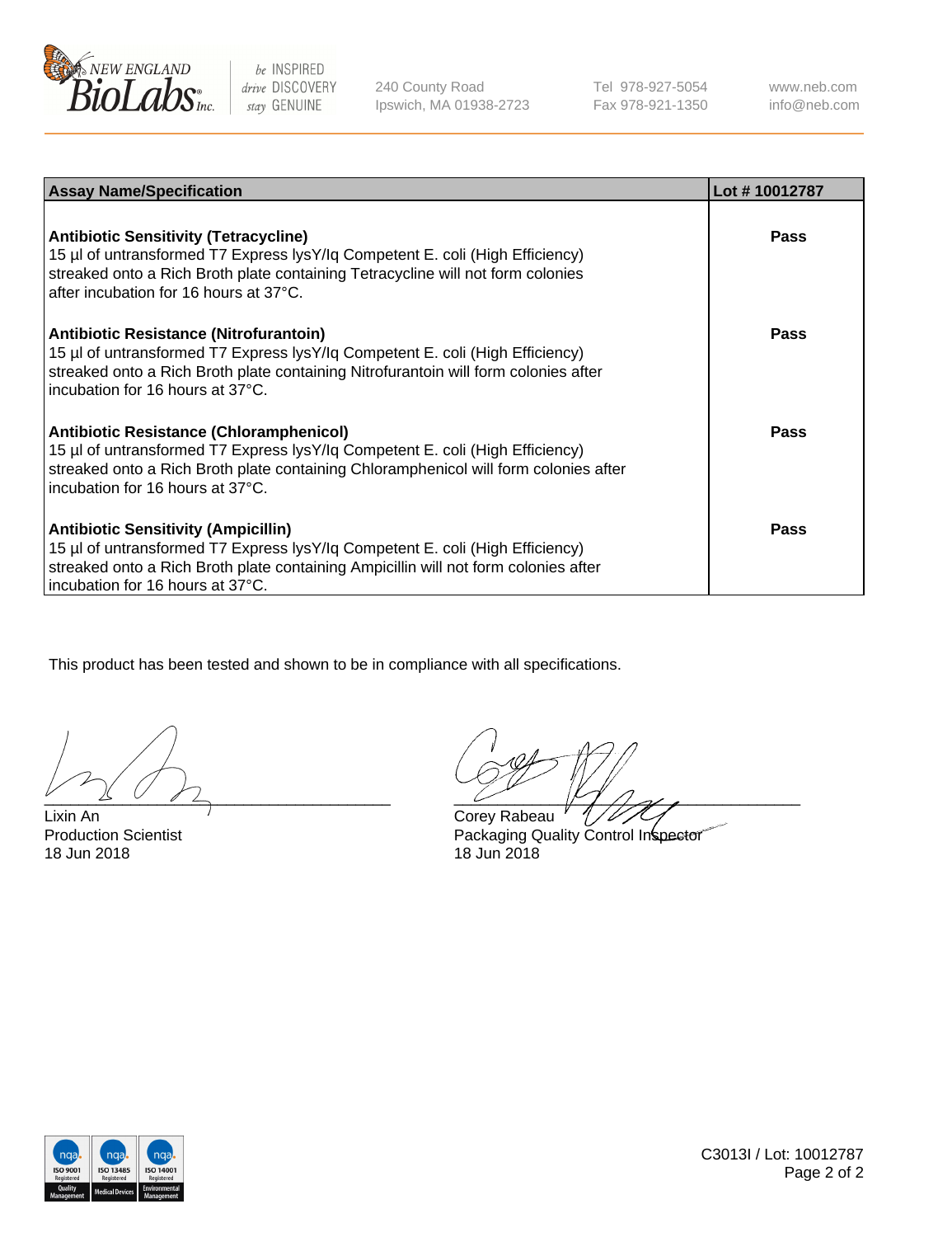| Assay Name/Specification | Lot # 10012787 |
|---|---|
| **Antibiotic Sensitivity (Tetracycline)**<br>15 µl of untransformed T7 Express lysY/Iq Competent E. coli (High Efficiency) streaked onto a Rich Broth plate containing Tetracycline will not form colonies after incubation for 16 hours at 37°C. | **Pass** |
| **Antibiotic Resistance (Nitrofurantoin)**<br>15 µl of untransformed T7 Express lysY/Iq Competent E. coli (High Efficiency) streaked onto a Rich Broth plate containing Nitrofurantoin will form colonies after incubation for 16 hours at 37°C. | **Pass** |
| **Antibiotic Resistance (Chloramphenicol)**<br>15 µl of untransformed T7 Express lysY/Iq Competent E. coli (High Efficiency) streaked onto a Rich Broth plate containing Chloramphenicol will form colonies after incubation for 16 hours at 37°C. | **Pass** |
| **Antibiotic Sensitivity (Ampicillin)**<br>15 µl of untransformed T7 Express lysY/Iq Competent E. coli (High Efficiency) streaked onto a Rich Broth plate containing Ampicillin will not form colonies after incubation for 16 hours at 37°C. | **Pass** |

This product has been tested and shown to be in compliance with all specifications.

Lixin An
Production Scientist
18 Jun 2018

Corey Rabeau
Packaging Quality Control Inspector
18 Jun 2018

C3013I / Lot: 10012787